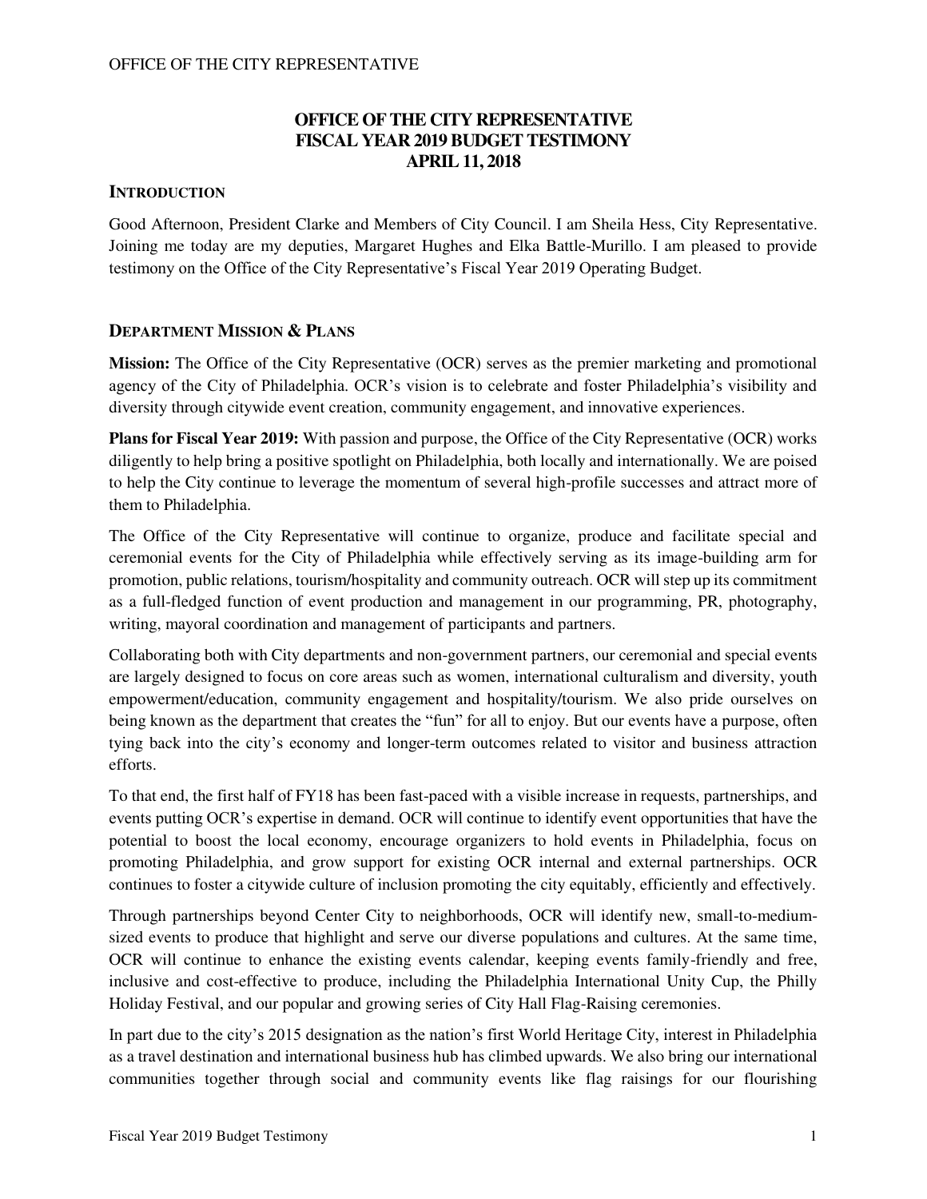# OFFICE OF THE CITY REPRESENTATIVE
# FISCAL YEAR 2019 BUDGET TESTIMONY
# APRIL 11, 2018

## INTRODUCTION

Good Afternoon, President Clarke and Members of City Council. I am Sheila Hess, City Representative. Joining me today are my deputies, Margaret Hughes and Elka Battle-Murillo. I am pleased to provide testimony on the Office of the City Representative's Fiscal Year 2019 Operating Budget.

## DEPARTMENT MISSION & PLANS

**Mission:** The Office of the City Representative (OCR) serves as the premier marketing and promotional agency of the City of Philadelphia. OCR's vision is to celebrate and foster Philadelphia's visibility and diversity through citywide event creation, community engagement, and innovative experiences.

**Plans for Fiscal Year 2019:** With passion and purpose, the Office of the City Representative (OCR) works diligently to help bring a positive spotlight on Philadelphia, both locally and internationally. We are poised to help the City continue to leverage the momentum of several high-profile successes and attract more of them to Philadelphia.

The Office of the City Representative will continue to organize, produce and facilitate special and ceremonial events for the City of Philadelphia while effectively serving as its image-building arm for promotion, public relations, tourism/hospitality and community outreach. OCR will step up its commitment as a full-fledged function of event production and management in our programming, PR, photography, writing, mayoral coordination and management of participants and partners.

Collaborating both with City departments and non-government partners, our ceremonial and special events are largely designed to focus on core areas such as women, international culturalism and diversity, youth empowerment/education, community engagement and hospitality/tourism. We also pride ourselves on being known as the department that creates the "fun" for all to enjoy. But our events have a purpose, often tying back into the city's economy and longer-term outcomes related to visitor and business attraction efforts.

To that end, the first half of FY18 has been fast-paced with a visible increase in requests, partnerships, and events putting OCR's expertise in demand. OCR will continue to identify event opportunities that have the potential to boost the local economy, encourage organizers to hold events in Philadelphia, focus on promoting Philadelphia, and grow support for existing OCR internal and external partnerships. OCR continues to foster a citywide culture of inclusion promoting the city equitably, efficiently and effectively.

Through partnerships beyond Center City to neighborhoods, OCR will identify new, small-to-medium-sized events to produce that highlight and serve our diverse populations and cultures. At the same time, OCR will continue to enhance the existing events calendar, keeping events family-friendly and free, inclusive and cost-effective to produce, including the Philadelphia International Unity Cup, the Philly Holiday Festival, and our popular and growing series of City Hall Flag-Raising ceremonies.

In part due to the city's 2015 designation as the nation's first World Heritage City, interest in Philadelphia as a travel destination and international business hub has climbed upwards. We also bring our international communities together through social and community events like flag raisings for our flourishing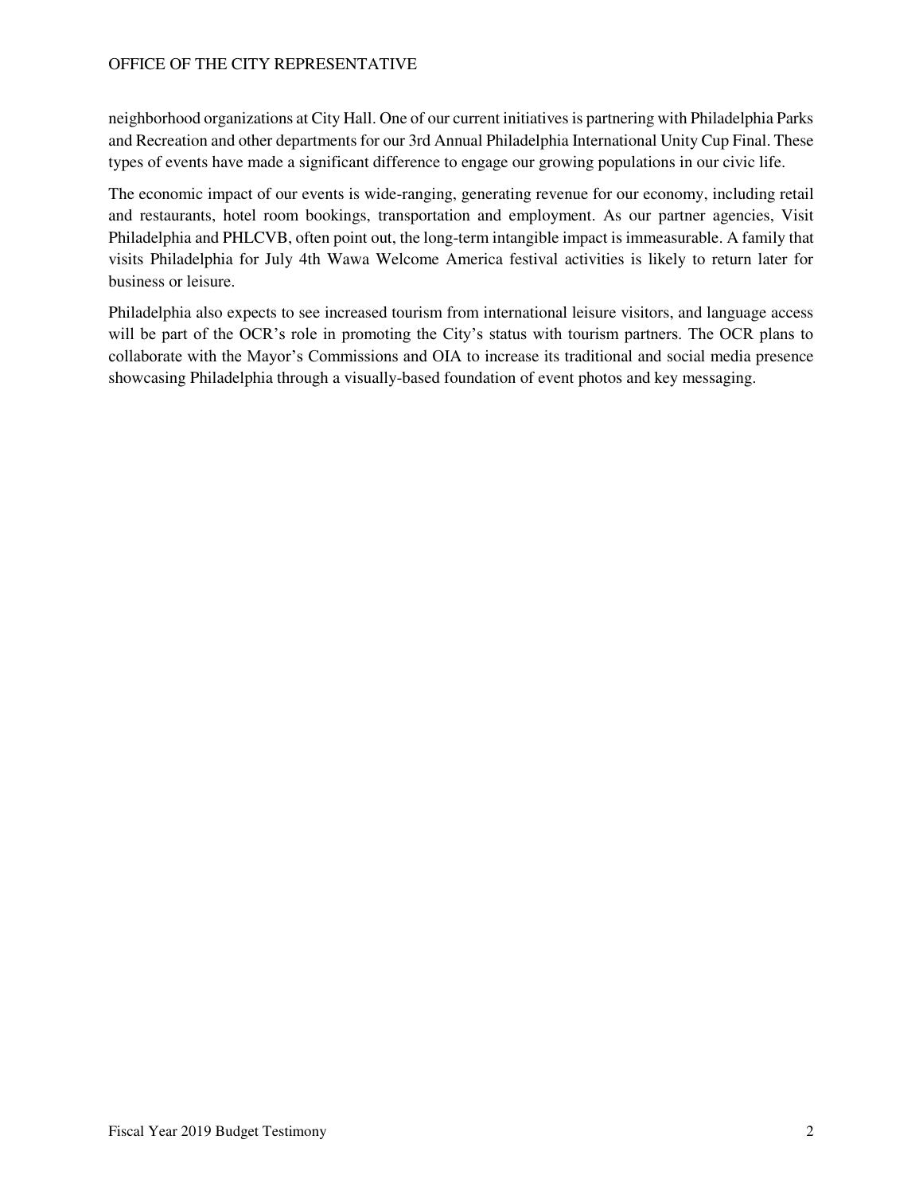neighborhood organizations at City Hall. One of our current initiatives is partnering with Philadelphia Parks and Recreation and other departments for our 3rd Annual Philadelphia International Unity Cup Final. These types of events have made a significant difference to engage our growing populations in our civic life.

The economic impact of our events is wide-ranging, generating revenue for our economy, including retail and restaurants, hotel room bookings, transportation and employment. As our partner agencies, Visit Philadelphia and PHLCVB, often point out, the long-term intangible impact is immeasurable. A family that visits Philadelphia for July 4th Wawa Welcome America festival activities is likely to return later for business or leisure.

Philadelphia also expects to see increased tourism from international leisure visitors, and language access will be part of the OCR's role in promoting the City's status with tourism partners. The OCR plans to collaborate with the Mayor's Commissions and OIA to increase its traditional and social media presence showcasing Philadelphia through a visually-based foundation of event photos and key messaging.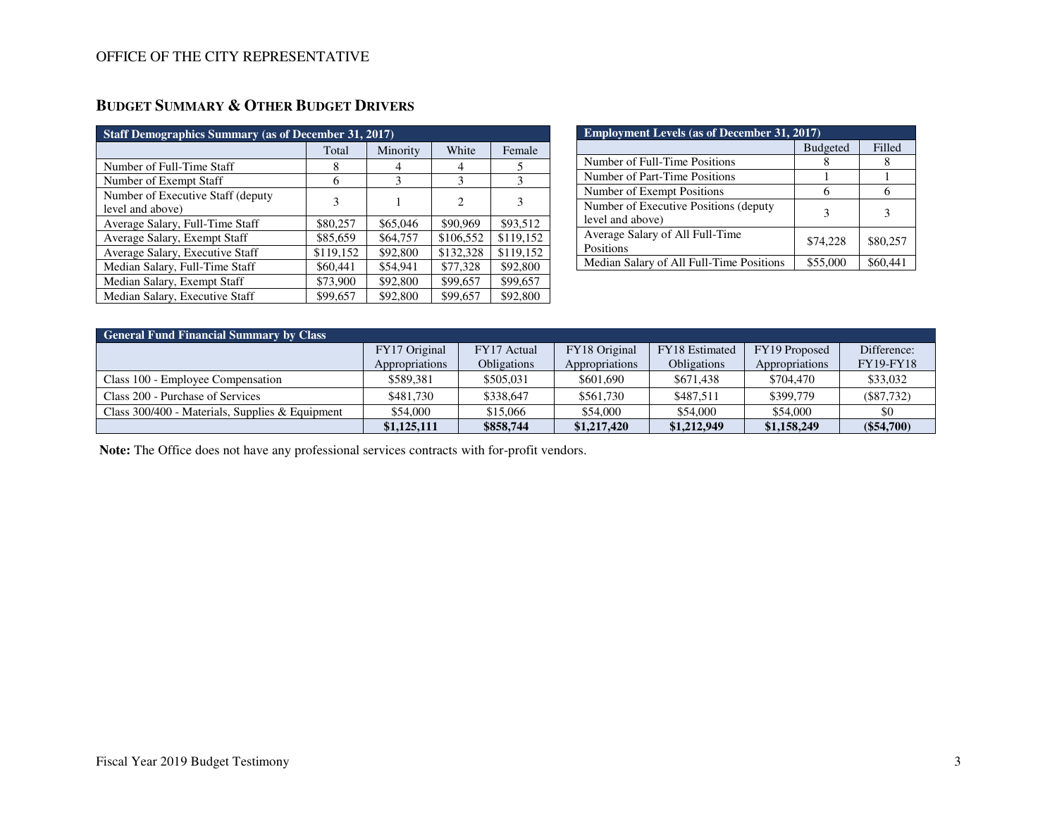OFFICE OF THE CITY REPRESENTATIVE

## BUDGET SUMMARY & OTHER BUDGET DRIVERS

| Staff Demographics Summary (as of December 31, 2017) | | | | |
|---|---|---|---|---|
| | Total | Minority | White | Female |
| Number of Full-Time Staff | 8 | 4 | 4 | 5 |
| Number of Exempt Staff | 6 | 3 | 3 | 3 |
| Number of Executive Staff (deputy level and above) | 3 | 1 | 2 | 3 |
| Average Salary, Full-Time Staff | $80,257 | $65,046 | $90,969 | $93,512 |
| Average Salary, Exempt Staff | $85,659 | $64,757 | $106,552 | $119,152 |
| Average Salary, Executive Staff | $119,152 | $92,800 | $132,328 | $119,152 |
| Median Salary, Full-Time Staff | $60,441 | $54,941 | $77,328 | $92,800 |
| Median Salary, Exempt Staff | $73,900 | $92,800 | $99,657 | $99,657 |
| Median Salary, Executive Staff | $99,657 | $92,800 | $99,657 | $92,800 |

| Employment Levels (as of December 31, 2017) | | |
|---|---|---|
| | Budgeted | Filled |
| Number of Full-Time Positions | 8 | 8 |
| Number of Part-Time Positions | 1 | 1 |
| Number of Exempt Positions | 6 | 6 |
| Number of Executive Positions (deputy level and above) | 3 | 3 |
| Average Salary of All Full-Time Positions | $74,228 | $80,257 |
| Median Salary of All Full-Time Positions | $55,000 | $60,441 |

| General Fund Financial Summary by Class | | | | | | |
|---|---|---|---|---|---|---|
| | FY17 Original Appropriations | FY17 Actual Obligations | FY18 Original Appropriations | FY18 Estimated Obligations | FY19 Proposed Appropriations | Difference: FY19-FY18 |
| Class 100 - Employee Compensation | $589,381 | $505,031 | $601,690 | $671,438 | $704,470 | $33,032 |
| Class 200 - Purchase of Services | $481,730 | $338,647 | $561,730 | $487,511 | $399,779 | ($87,732) |
| Class 300/400 - Materials, Supplies & Equipment | $54,000 | $15,066 | $54,000 | $54,000 | $54,000 | $0 |
| | **$1,125,111** | **$858,744** | **$1,217,420** | **$1,212,949** | **$1,158,249** | **($54,700)** |

**Note:** The Office does not have any professional services contracts with for-profit vendors.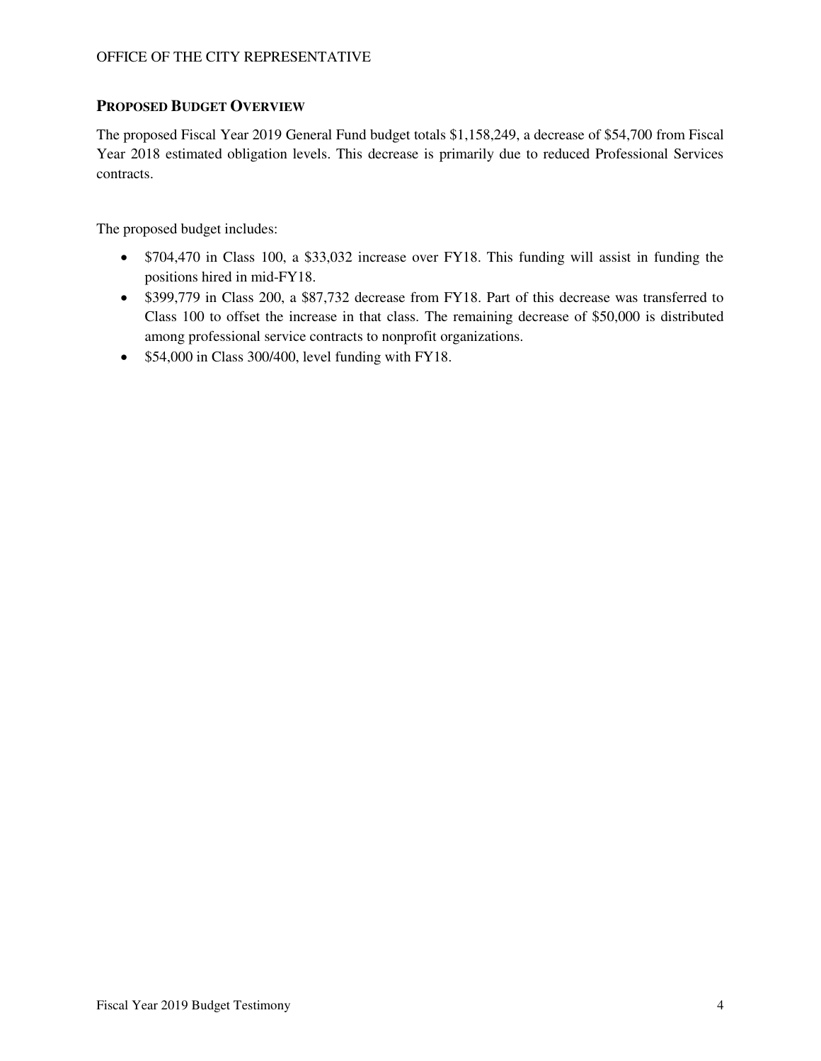## Proposed Budget Overview

The proposed Fiscal Year 2019 General Fund budget totals $1,158,249, a decrease of $54,700 from Fiscal Year 2018 estimated obligation levels. This decrease is primarily due to reduced Professional Services contracts.

The proposed budget includes:

- $704,470 in Class 100, a $33,032 increase over FY18. This funding will assist in funding the positions hired in mid-FY18.
- $399,779 in Class 200, a $87,732 decrease from FY18. Part of this decrease was transferred to Class 100 to offset the increase in that class. The remaining decrease of $50,000 is distributed among professional service contracts to nonprofit organizations.
- $54,000 in Class 300/400, level funding with FY18.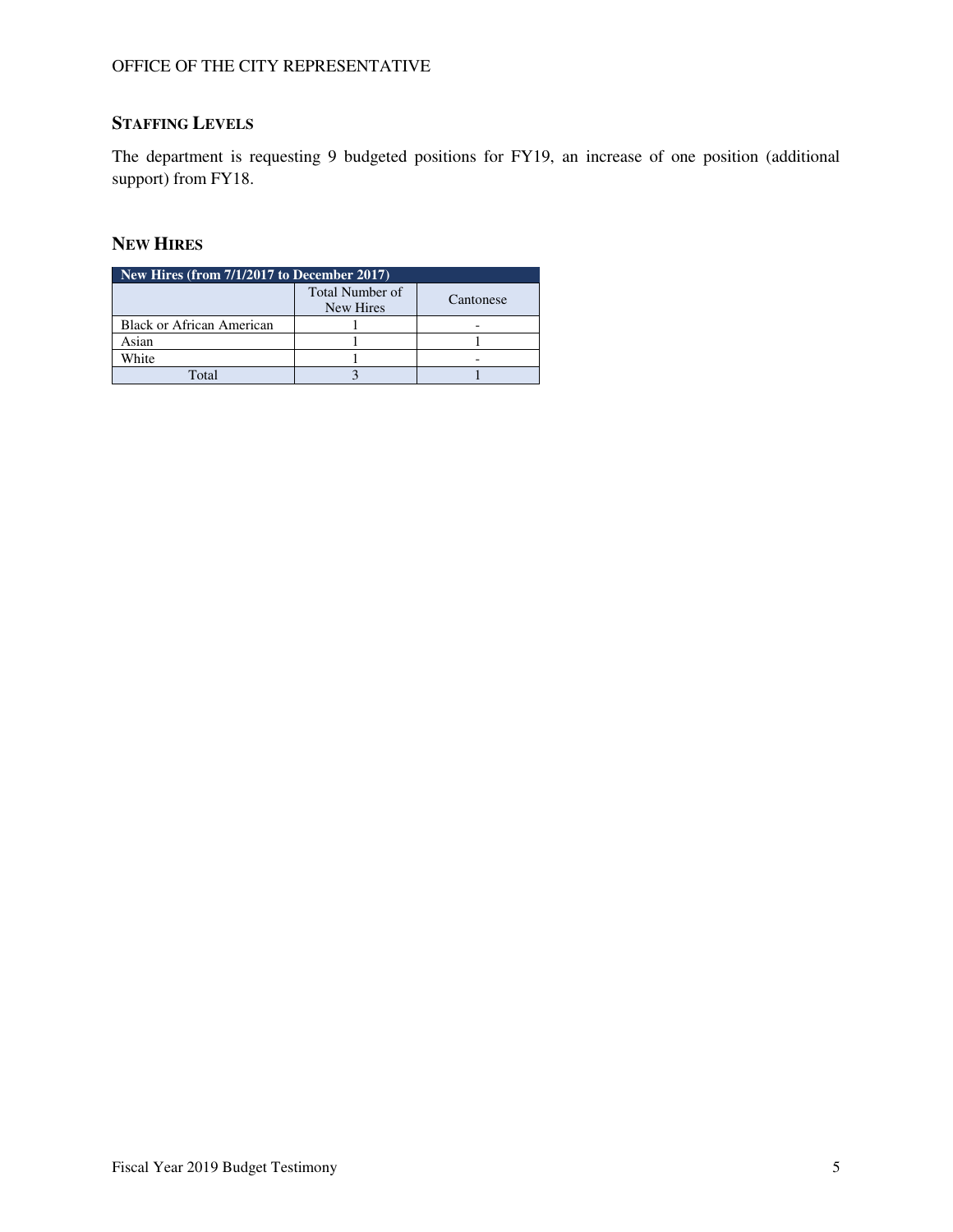## Staffing Levels

The department is requesting 9 budgeted positions for FY19, an increase of one position (additional support) from FY18.

## New Hires

| New Hires (from 7/1/2017 to December 2017) | | |
|---|---|---|
| | Total Number of New Hires | Cantonese |
| Black or African American | 1 | - |
| Asian | 1 | 1 |
| White | 1 | - |
| Total | 3 | 1 |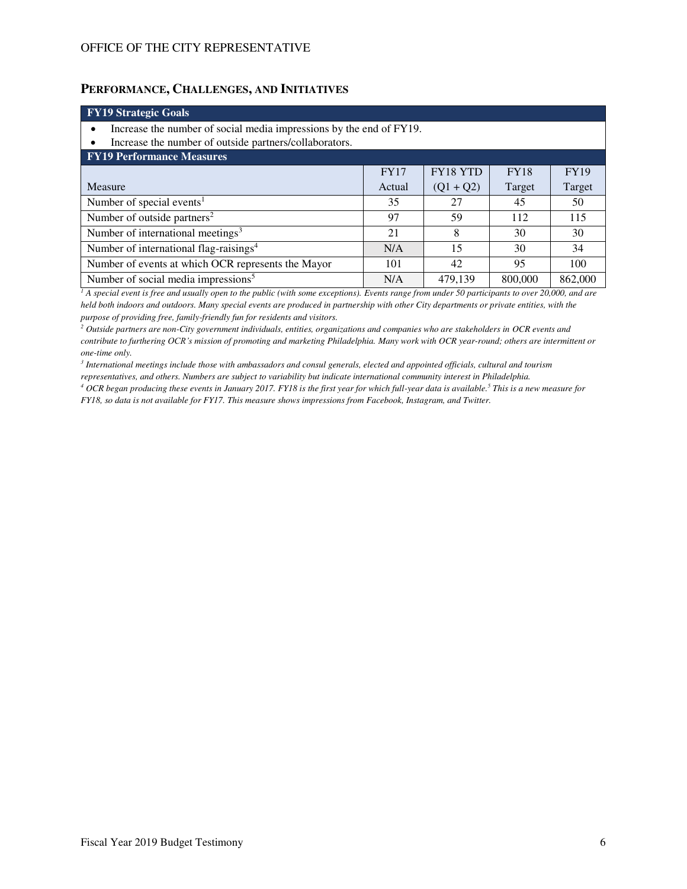## PERFORMANCE, CHALLENGES, AND INITIATIVES

| FY19 Strategic Goals | | | | |
|---|---|---|---|---|
| • Increase the number of social media impressions by the end of FY19.<br>• Increase the number of outside partners/collaborators. | | | | |
| **FY19 Performance Measures** | | | | |
| Measure | FY17 Actual | FY18 YTD (Q1 + Q2) | FY18 Target | FY19 Target |
| Number of special events[1] | 35 | 27 | 45 | 50 |
| Number of outside partners[2] | 97 | 59 | 112 | 115 |
| Number of international meetings[3] | 21 | 8 | 30 | 30 |
| Number of international flag-raisings[4] | N/A | 15 | 30 | 34 |
| Number of events at which OCR represents the Mayor | 101 | 42 | 95 | 100 |
| Number of social media impressions[5] | N/A | 479,139 | 800,000 | 862,000 |

*[1] A special event is free and usually open to the public (with some exceptions). Events range from under 50 participants to over 20,000, and are held both indoors and outdoors. Many special events are produced in partnership with other City departments or private entities, with the purpose of providing free, family-friendly fun for residents and visitors.*

*[2] Outside partners are non-City government individuals, entities, organizations and companies who are stakeholders in OCR events and contribute to furthering OCR's mission of promoting and marketing Philadelphia. Many work with OCR year-round; others are intermittent or one-time only.*

*[3] International meetings include those with ambassadors and consul generals, elected and appointed officials, cultural and tourism representatives, and others. Numbers are subject to variability but indicate international community interest in Philadelphia.*

*[4] OCR began producing these events in January 2017. FY18 is the first year for which full-year data is available.[5] This is a new measure for FY18, so data is not available for FY17. This measure shows impressions from Facebook, Instagram, and Twitter.*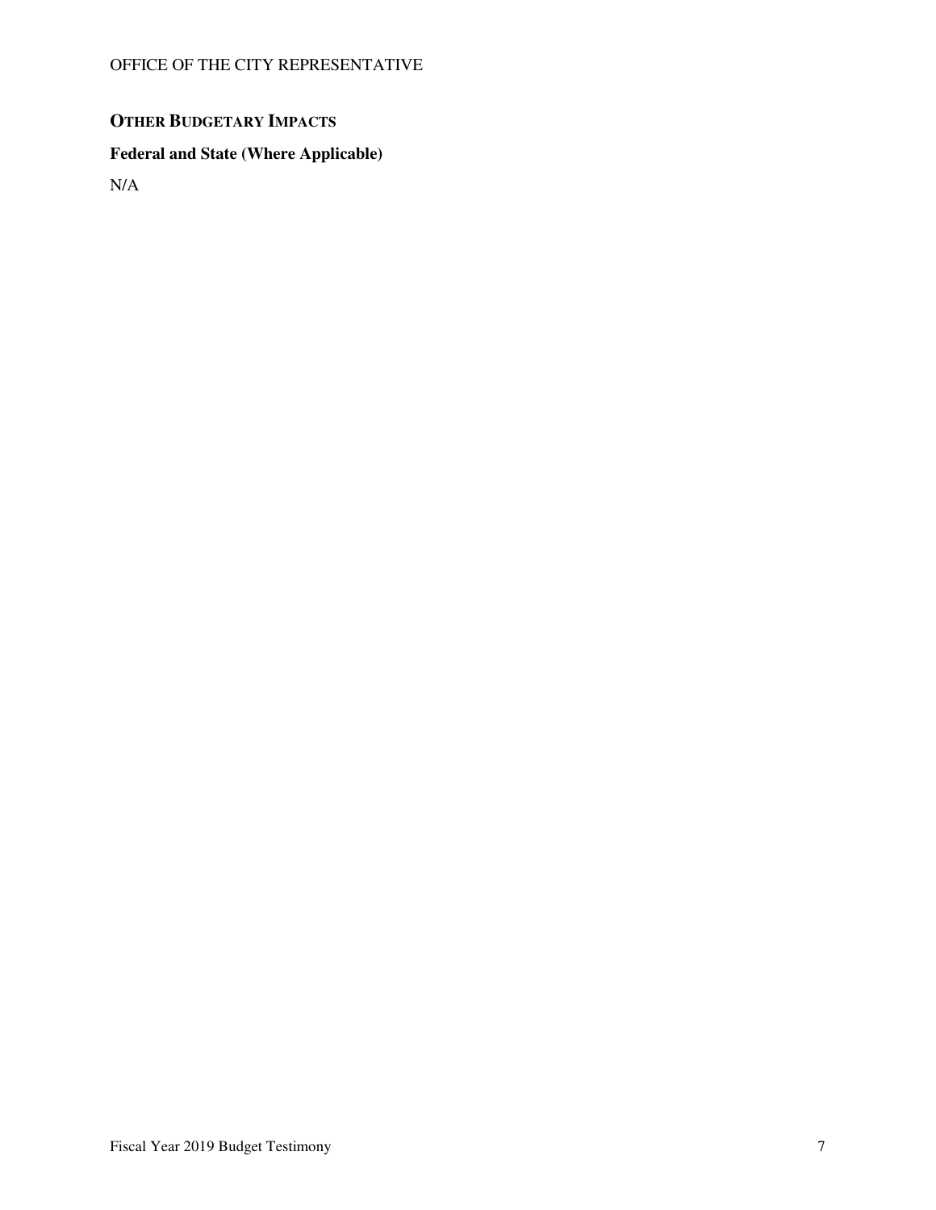## OTHER BUDGETARY IMPACTS

### Federal and State (Where Applicable)

N/A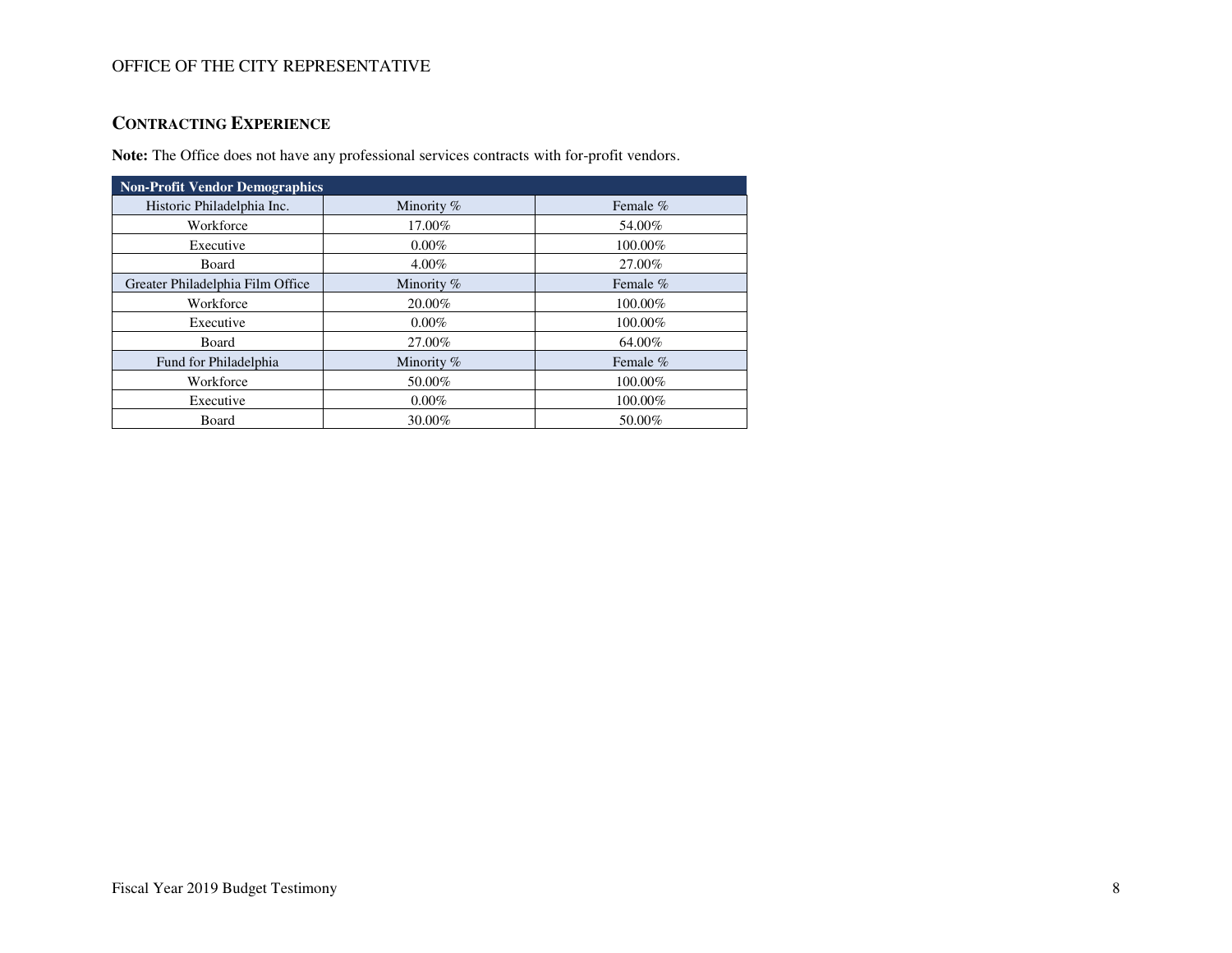## Contracting Experience

**Note:** The Office does not have any professional services contracts with for-profit vendors.

| Non-Profit Vendor Demographics | | |
|---|---|---|
| Historic Philadelphia Inc. | Minority % | Female % |
| Workforce | 17.00% | 54.00% |
| Executive | 0.00% | 100.00% |
| Board | 4.00% | 27.00% |
| Greater Philadelphia Film Office | Minority % | Female % |
| Workforce | 20.00% | 100.00% |
| Executive | 0.00% | 100.00% |
| Board | 27.00% | 64.00% |
| Fund for Philadelphia | Minority % | Female % |
| Workforce | 50.00% | 100.00% |
| Executive | 0.00% | 100.00% |
| Board | 30.00% | 50.00% |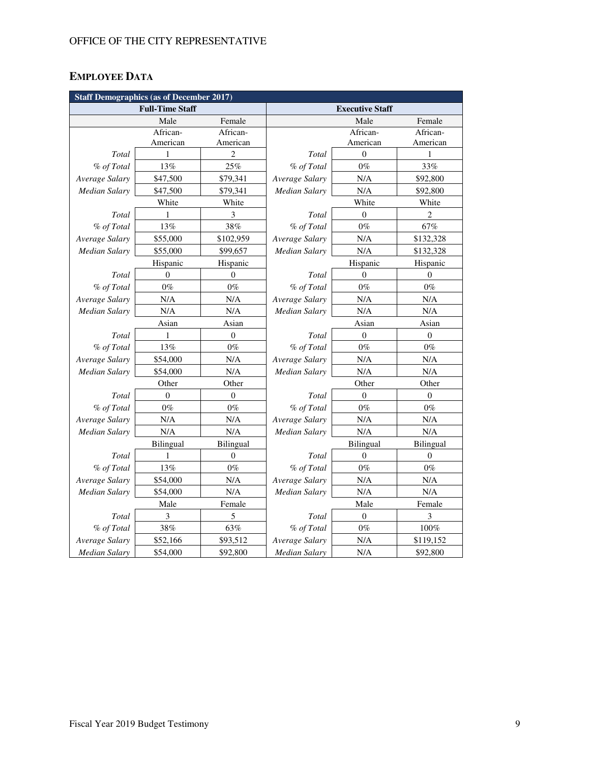## EMPLOYEE DATA

| Staff Demographics (as of December 2017) | | | | | |
|---|---|---|---|---|---|
| Full-Time Staff | | | Executive Staff | | |
| | Male | Female | | Male | Female |
| | African-American | African-American | | African-American | African-American |
| *Total* | 1 | 2 | *Total* | 0 | 1 |
| *% of Total* | 13% | 25% | *% of Total* | 0% | 33% |
| *Average Salary* | $47,500 | $79,341 | *Average Salary* | N/A | $92,800 |
| *Median Salary* | $47,500 | $79,341 | *Median Salary* | N/A | $92,800 |
| | White | White | | White | White |
| *Total* | 1 | 3 | *Total* | 0 | 2 |
| *% of Total* | 13% | 38% | *% of Total* | 0% | 67% |
| *Average Salary* | $55,000 | $102,959 | *Average Salary* | N/A | $132,328 |
| *Median Salary* | $55,000 | $99,657 | *Median Salary* | N/A | $132,328 |
| | Hispanic | Hispanic | | Hispanic | Hispanic |
| *Total* | 0 | 0 | *Total* | 0 | 0 |
| *% of Total* | 0% | 0% | *% of Total* | 0% | 0% |
| *Average Salary* | N/A | N/A | *Average Salary* | N/A | N/A |
| *Median Salary* | N/A | N/A | *Median Salary* | N/A | N/A |
| | Asian | Asian | | Asian | Asian |
| *Total* | 1 | 0 | *Total* | 0 | 0 |
| *% of Total* | 13% | 0% | *% of Total* | 0% | 0% |
| *Average Salary* | $54,000 | N/A | *Average Salary* | N/A | N/A |
| *Median Salary* | $54,000 | N/A | *Median Salary* | N/A | N/A |
| | Other | Other | | Other | Other |
| *Total* | 0 | 0 | *Total* | 0 | 0 |
| *% of Total* | 0% | 0% | *% of Total* | 0% | 0% |
| *Average Salary* | N/A | N/A | *Average Salary* | N/A | N/A |
| *Median Salary* | N/A | N/A | *Median Salary* | N/A | N/A |
| | Bilingual | Bilingual | | Bilingual | Bilingual |
| *Total* | 1 | 0 | *Total* | 0 | 0 |
| *% of Total* | 13% | 0% | *% of Total* | 0% | 0% |
| *Average Salary* | $54,000 | N/A | *Average Salary* | N/A | N/A |
| *Median Salary* | $54,000 | N/A | *Median Salary* | N/A | N/A |
| | Male | Female | | Male | Female |
| *Total* | 3 | 5 | *Total* | 0 | 3 |
| *% of Total* | 38% | 63% | *% of Total* | 0% | 100% |
| *Average Salary* | $52,166 | $93,512 | *Average Salary* | N/A | $119,152 |
| *Median Salary* | $54,000 | $92,800 | *Median Salary* | N/A | $92,800 |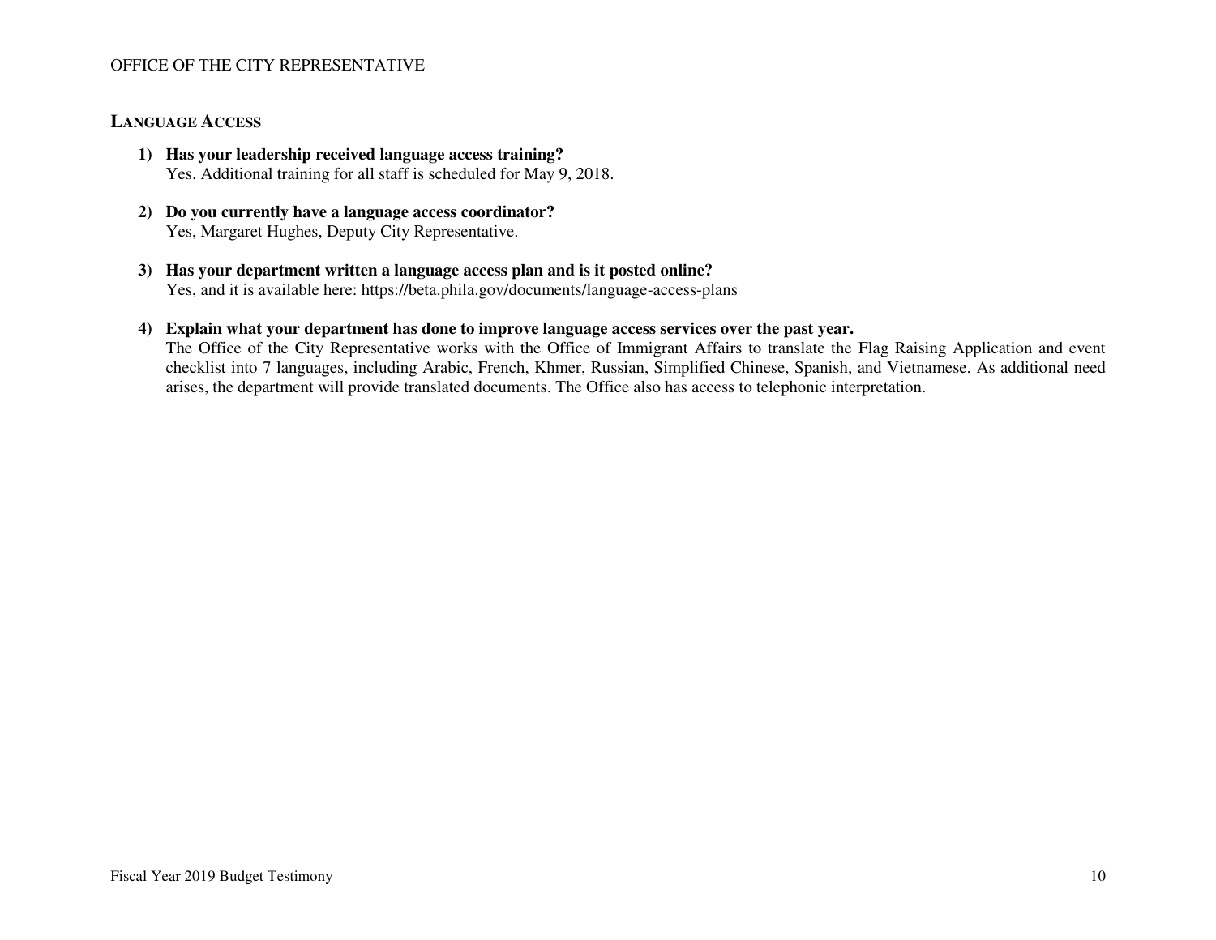## Language Access

1) **Has your leadership received language access training?**
   Yes. Additional training for all staff is scheduled for May 9, 2018.

2) **Do you currently have a language access coordinator?**
   Yes, Margaret Hughes, Deputy City Representative.

3) **Has your department written a language access plan and is it posted online?**
   Yes, and it is available here: https://beta.phila.gov/documents/language-access-plans

4) **Explain what your department has done to improve language access services over the past year.**
   The Office of the City Representative works with the Office of Immigrant Affairs to translate the Flag Raising Application and event checklist into 7 languages, including Arabic, French, Khmer, Russian, Simplified Chinese, Spanish, and Vietnamese. As additional need arises, the department will provide translated documents. The Office also has access to telephonic interpretation.